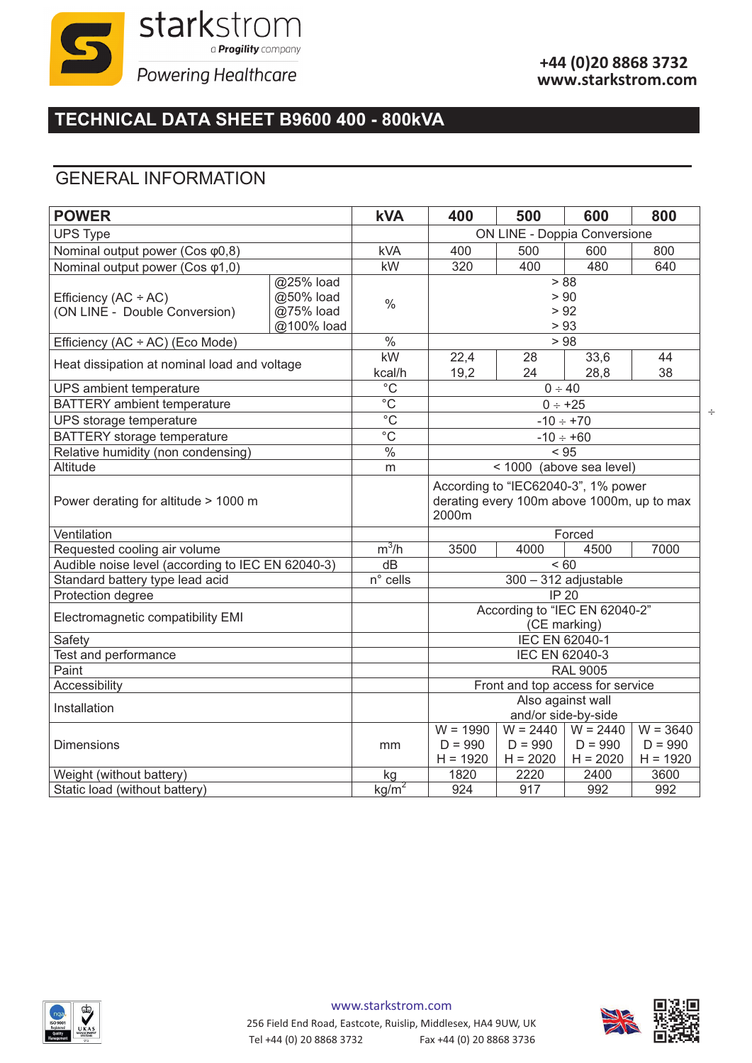starkstrom

*a Progility company*

*Powering Healthcare*

**+44 (0)20 8868 3732**
**www.starkstrom.com**

# TECHNICAL DATA SHEET B9600 400 - 800kVA

## GENERAL INFORMATION

| POWER | | kVA | 400 | 500 | 600 | 800 |
|---|---|---|---|---|---|---|
| UPS Type | | | ON LINE - Doppia Conversione | | | |
| Nominal output power (Cos φ0,8) | | kVA | 400 | 500 | 600 | 800 |
| Nominal output power (Cos φ1,0) | | kW | 320 | 400 | 480 | 640 |
| Efficiency (AC ÷ AC) (ON LINE - Double Conversion) | @25% load | % | > 88 | | | |
| | @50% load | | > 90 | | | |
| | @75% load | | > 92 | | | |
| | @100% load | | > 93 | | | |
| Efficiency (AC ÷ AC) (Eco Mode) | | % | > 98 | | | |
| Heat dissipation at nominal load and voltage | | kW | 22,4 | 28 | 33,6 | 44 |
| | | kcal/h | 19,2 | 24 | 28,8 | 38 |
| UPS ambient temperature | | °C | 0 ÷ 40 | | | |
| BATTERY ambient temperature | | °C | 0 ÷ +25 | | | |
| UPS storage temperature | | °C | -10 ÷ +70 | | | |
| BATTERY storage temperature | | °C | -10 ÷ +60 | | | |
| Relative humidity (non condensing) | | % | < 95 | | | |
| Altitude | | m | < 1000 (above sea level) | | | |
| Power derating for altitude > 1000 m | | | According to "IEC62040-3", 1% power derating every 100m above 1000m, up to max 2000m | | | |
| Ventilation | | | Forced | | | |
| Requested cooling air volume | | $m^3/h$ | 3500 | 4000 | 4500 | 7000 |
| Audible noise level (according to IEC EN 62040-3) | | dB | < 60 | | | |
| Standard battery type lead acid | | n° cells | 300 – 312 adjustable | | | |
| Protection degree | | | IP 20 | | | |
| Electromagnetic compatibility EMI | | | According to "IEC EN 62040-2" (CE marking) | | | |
| Safety | | | IEC EN 62040-1 | | | |
| Test and performance | | | IEC EN 62040-3 | | | |
| Paint | | | RAL 9005 | | | |
| Accessibility | | | Front and top access for service | | | |
| Installation | | | Also against wall and/or side-by-side | | | |
| Dimensions | | mm | W = 1990 D = 990 H = 1920 | W = 2440 D = 990 H = 2020 | W = 2440 D = 990 H = 2020 | W = 3640 D = 990 H = 1920 |
| Weight (without battery) | | kg | 1820 | 2220 | 2400 | 3600 |
| Static load (without battery) | | $kg/m^2$ | 924 | 917 | 992 | 992 |

www.starkstrom.com

256 Field End Road, Eastcote, Ruislip, Middlesex, HA4 9UW, UK

Tel +44 (0) 20 8868 3732 Fax +44 (0) 20 8868 3736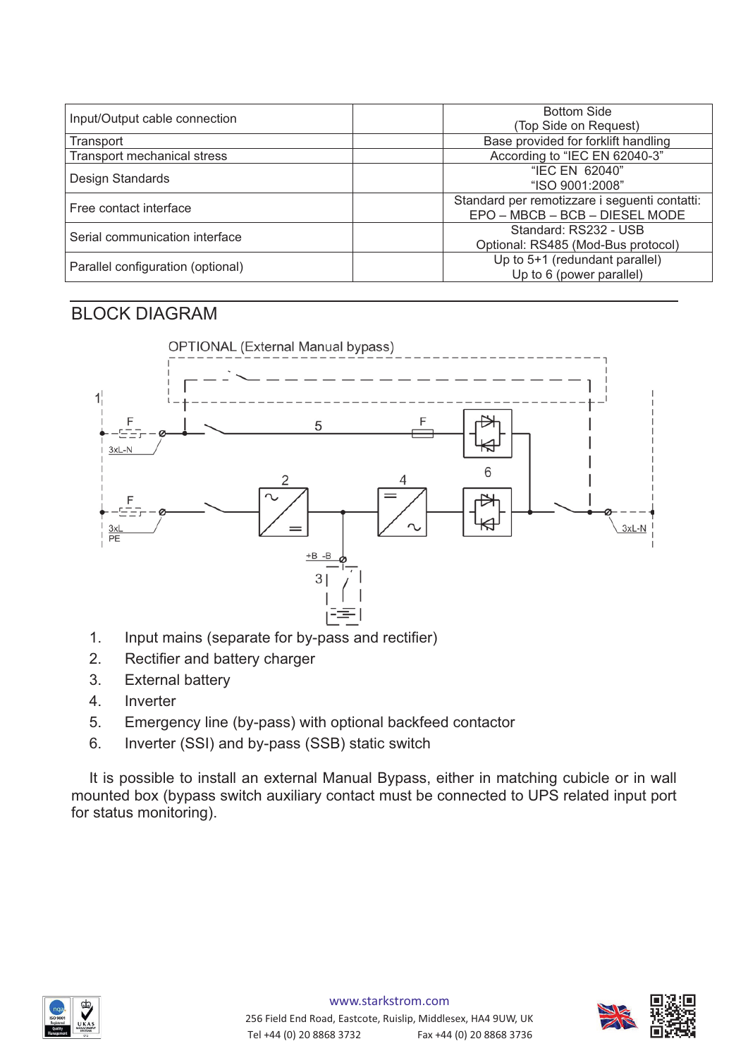| Input/Output cable connection | | Bottom Side<br>(Top Side on Request) |
|---|---|---|
| Transport | | Base provided for forklift handling |
| Transport mechanical stress | | According to "IEC EN 62040-3" |
| Design Standards | | "IEC EN 62040"<br>"ISO 9001:2008" |
| Free contact interface | | Standard per remotizzare i seguenti contatti:<br>EPO – MBCB – BCB – DIESEL MODE |
| Serial communication interface | | Standard: RS232 - USB<br>Optional: RS485 (Mod-Bus protocol) |
| Parallel configuration (optional) | | Up to 5+1 (redundant parallel)<br>Up to 6 (power parallel) |

## BLOCK DIAGRAM

OPTIONAL (External Manual bypass)

1. Input mains (separate for by-pass and rectifier)
2. Rectifier and battery charger
3. External battery
4. Inverter
5. Emergency line (by-pass) with optional backfeed contactor
6. Inverter (SSI) and by-pass (SSB) static switch

It is possible to install an external Manual Bypass, either in matching cubicle or in wall mounted box (bypass switch auxiliary contact must be connected to UPS related input port for status monitoring).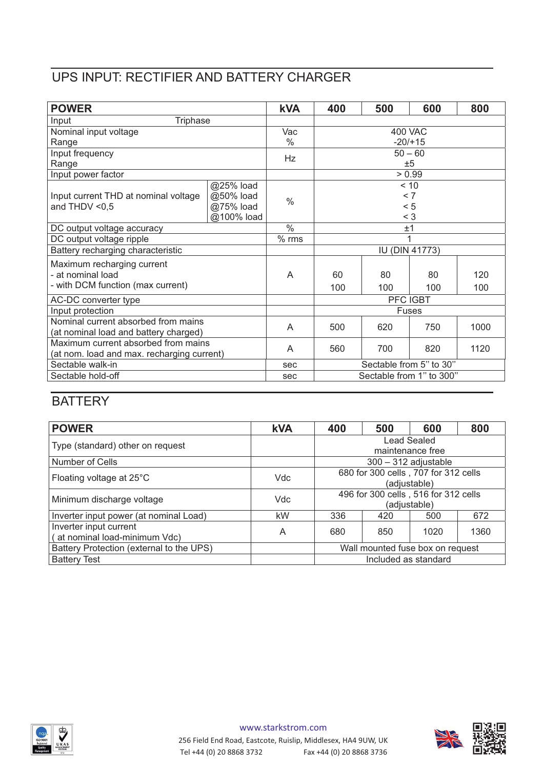## UPS INPUT: RECTIFIER AND BATTERY CHARGER

| POWER | | kVA | 400 | 500 | 600 | 800 |
|---|---|---|---|---|---|---|
| Input | Triphase | | | | | |
| Nominal input voltage<br>Range | | Vac<br>% | 400 VAC<br>-20/+15 | | | |
| Input frequency<br>Range | | Hz | 50 – 60<br>±5 | | | |
| Input power factor | | | > 0.99 | | | |
| Input current THD at nominal voltage and THDV <0,5 | @25% load<br>@50% load<br>@75% load<br>@100% load | % | < 10<br>< 7<br>< 5<br>< 3 | | | |
| DC output voltage accuracy | | % | ±1 | | | |
| DC output voltage ripple | | % rms | 1 | | | |
| Battery recharging characteristic | | | IU (DIN 41773) | | | |
| Maximum recharging current<br>- at nominal load<br>- with DCM function (max current) | | A | 60<br>100 | 80<br>100 | 80<br>100 | 120<br>100 |
| AC-DC converter type | | | PFC IGBT | | | |
| Input protection | | | Fuses | | | |
| Nominal current absorbed from mains (at nominal load and battery charged) | | A | 500 | 620 | 750 | 1000 |
| Maximum current absorbed from mains (at nom. load and max. recharging current) | | A | 560 | 700 | 820 | 1120 |
| Sectable walk-in | | sec | Sectable from 5'' to 30'' | | | |
| Sectable hold-off | | sec | Sectable from 1'' to 300'' | | | |

## BATTERY

| POWER | kVA | 400 | 500 | 600 | 800 |
|---|---|---|---|---|---|
| Type (standard) other on request | | Lead Sealed maintenance free | | | |
| Number of Cells | | 300 – 312 adjustable | | | |
| Floating voltage at 25°C | Vdc | 680 for 300 cells , 707 for 312 cells (adjustable) | | | |
| Minimum discharge voltage | Vdc | 496 for 300 cells , 516 for 312 cells (adjustable) | | | |
| Inverter input power (at nominal Load) | kW | 336 | 420 | 500 | 672 |
| Inverter input current ( at nominal load-minimum Vdc) | A | 680 | 850 | 1020 | 1360 |
| Battery Protection (external to the UPS) | | Wall mounted fuse box on request | | | |
| Battery Test | | Included as standard | | | |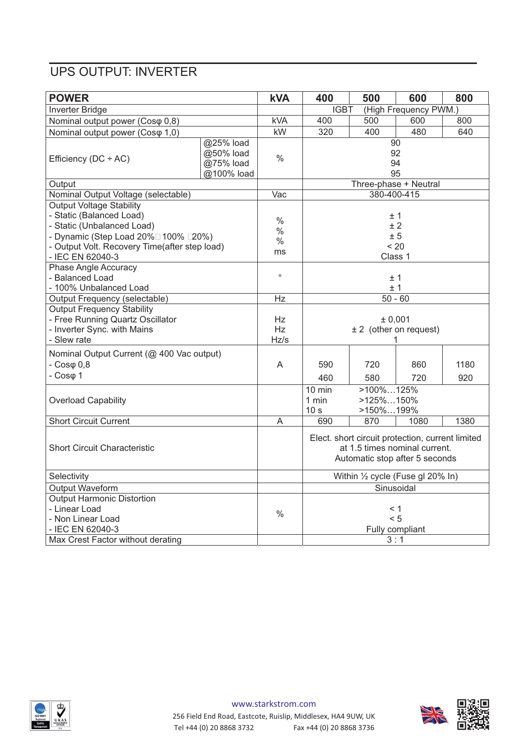## UPS OUTPUT: INVERTER

| **POWER** | | **kVA** | **400** | **500** | **600** | **800** |
|---|---|---|---|---|---|---|
| Inverter Bridge | | | IGBT (High Frequency PWM.) | | | |
| Nominal output power (Cosφ 0,8) | | kVA | 400 | 500 | 600 | 800 |
| Nominal output power (Cosφ 1,0) | | kW | 320 | 400 | 480 | 640 |
| Efficiency (DC ÷ AC) | @25% load<br>@50% load<br>@75% load<br>@100% load | % | 90<br>92<br>94<br>95 | | | |
| Output | | | Three-phase + Neutral | | | |
| Nominal Output Voltage (selectable) | | Vac | 380-400-415 | | | |
| Output Voltage Stability<br>- Static (Balanced Load)<br>- Static (Unbalanced Load)<br>- Dynamic (Step Load 20%□100% □20%)<br>- Output Volt. Recovery Time(after step load)<br>- IEC EN 62040-3 | | %<br>%<br>%<br>ms | ± 1<br>± 2<br>± 5<br>< 20<br>Class 1 | | | |
| Phase Angle Accuracy<br>- Balanced Load<br>- 100% Unbalanced Load | | ° | ± 1<br>± 1 | | | |
| Output Frequency (selectable) | | Hz | 50 - 60 | | | |
| Output Frequency Stability<br>- Free Running Quartz Oscillator<br>- Inverter Sync. with Mains<br>- Slew rate | | Hz<br>Hz<br>Hz/s | ± 0,001<br>± 2 (other on request)<br>1 | | | |
| Nominal Output Current (@ 400 Vac output)<br>- Cosφ 0,8<br>- Cosφ 1 | | A | 590<br>460 | 720<br>580 | 860<br>720 | 1180<br>920 |
| Overload Capability | | | 10 min >100%…125%<br>1 min >125%…150%<br>10 s >150%…199% | | | |
| Short Circuit Current | | A | 690 | 870 | 1080 | 1380 |
| Short Circuit Characteristic | | | Elect. short circuit protection, current limited at 1.5 times nominal current. Automatic stop after 5 seconds | | | |
| Selectivity | | | Within ½ cycle (Fuse gl 20% In) | | | |
| Output Waveform | | | Sinusoidal | | | |
| Output Harmonic Distortion<br>- Linear Load<br>- Non Linear Load<br>- IEC EN 62040-3 | | % | < 1<br>< 5<br>Fully compliant | | | |
| Max Crest Factor without derating | | | 3 : 1 | | | |

www.starkstrom.com

256 Field End Road, Eastcote, Ruislip, Middlesex, HA4 9UW, UK

Tel +44 (0) 20 8868 3732 Fax +44 (0) 20 8868 3736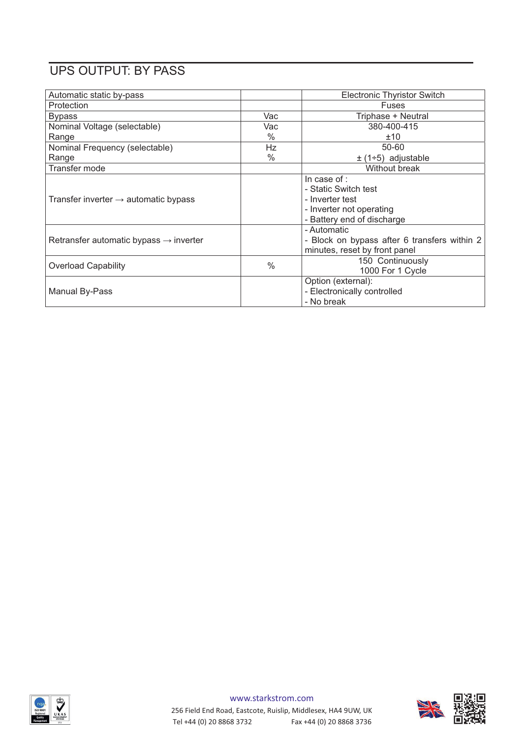## UPS OUTPUT: BY PASS

| | | |
|---|---|---|
| Automatic static by-pass | | Electronic Thyristor Switch |
| Protection | | Fuses |
| Bypass | Vac | Triphase + Neutral |
| Nominal Voltage (selectable)<br>Range | Vac<br>% | 380-400-415<br>±10 |
| Nominal Frequency (selectable)<br>Range | Hz<br>% | 50-60<br>± (1÷5) adjustable |
| Transfer mode | | Without break |
| Transfer inverter → automatic bypass | | In case of :<br>- Static Switch test<br>- Inverter test<br>- Inverter not operating<br>- Battery end of discharge |
| Retransfer automatic bypass → inverter | | - Automatic<br>- Block on bypass after 6 transfers within 2 minutes, reset by front panel |
| Overload Capability | % | 150 Continuously<br>1000 For 1 Cycle |
| Manual By-Pass | | Option (external):<br>- Electronically controlled<br>- No break |

www.starkstrom.com
256 Field End Road, Eastcote, Ruislip, Middlesex, HA4 9UW, UK
Tel +44 (0) 20 8868 3732 Fax +44 (0) 20 8868 3736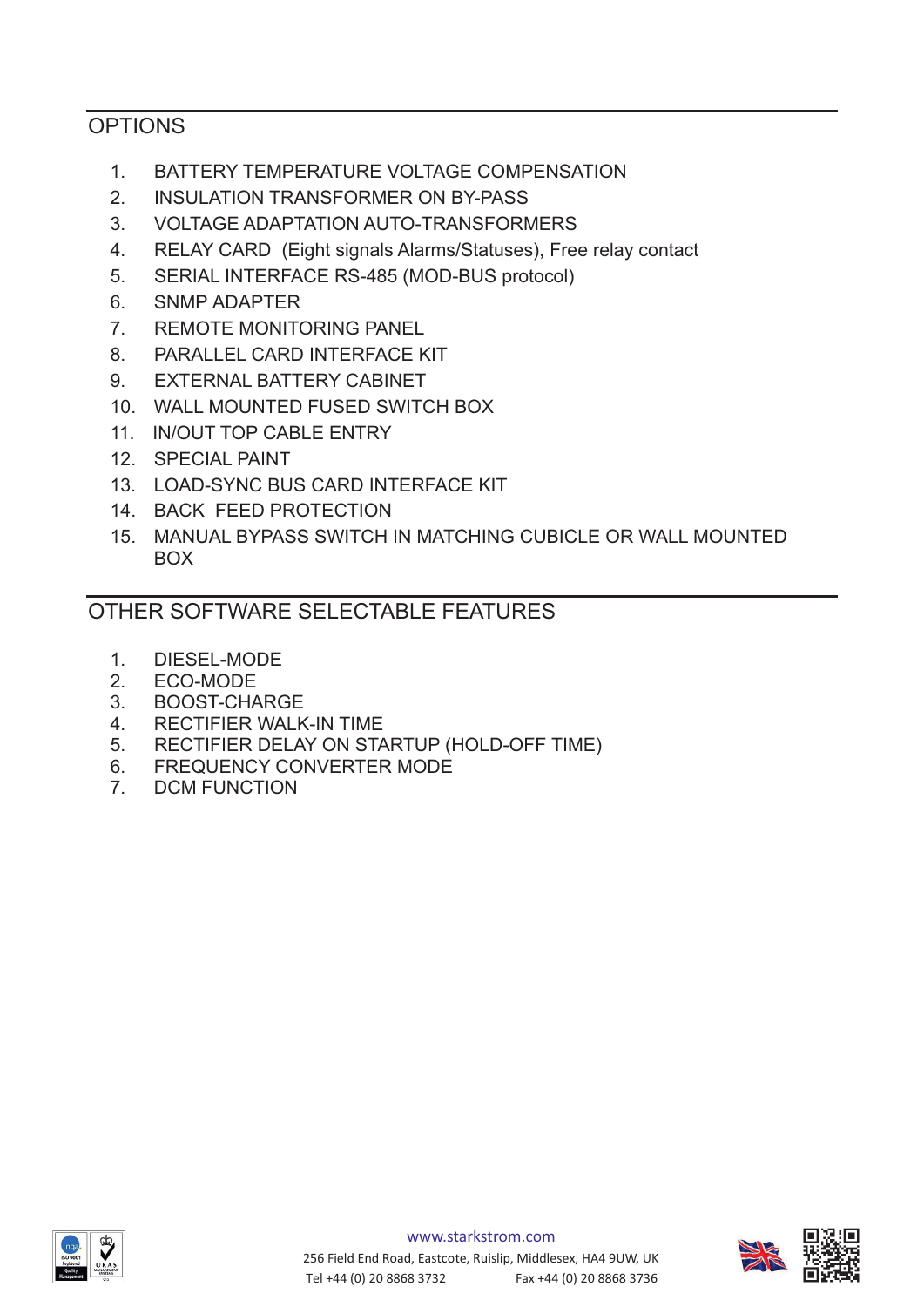## OPTIONS

1. BATTERY TEMPERATURE VOLTAGE COMPENSATION
2. INSULATION TRANSFORMER ON BY-PASS
3. VOLTAGE ADAPTATION AUTO-TRANSFORMERS
4. RELAY CARD (Eight signals Alarms/Statuses), Free relay contact
5. SERIAL INTERFACE RS-485 (MOD-BUS protocol)
6. SNMP ADAPTER
7. REMOTE MONITORING PANEL
8. PARALLEL CARD INTERFACE KIT
9. EXTERNAL BATTERY CABINET
10. WALL MOUNTED FUSED SWITCH BOX
11. IN/OUT TOP CABLE ENTRY
12. SPECIAL PAINT
13. LOAD-SYNC BUS CARD INTERFACE KIT
14. BACK FEED PROTECTION
15. MANUAL BYPASS SWITCH IN MATCHING CUBICLE OR WALL MOUNTED BOX

## OTHER SOFTWARE SELECTABLE FEATURES

1. DIESEL-MODE
2. ECO-MODE
3. BOOST-CHARGE
4. RECTIFIER WALK-IN TIME
5. RECTIFIER DELAY ON STARTUP (HOLD-OFF TIME)
6. FREQUENCY CONVERTER MODE
7. DCM FUNCTION

www.starkstrom.com

256 Field End Road, Eastcote, Ruislip, Middlesex, HA4 9UW, UK

Tel +44 (0) 20 8868 3732 Fax +44 (0) 20 8868 3736